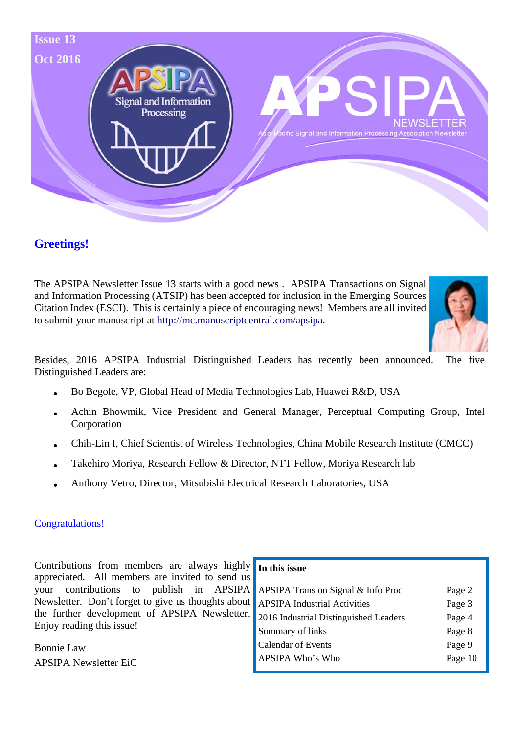Issue 13

Oct 2016

# APSIPA NEWSLETTER

Asia-Pacific Signal and Information Processing Association Newsletter

## Greetings!

The APSIPA Newsletter Issue 13 starts with a good news . APSIPA Transactions on Signal and Information Processing (ATSIP) has been accepted for inclusion in the Emerging Sources Citation Index (ESCI). This is certainly a piece of encouraging news! Members are all invited to submit your manuscript at [http://mc.manuscriptcentral.com/apsipa](http://mc.manuscriptcentral.com/apsipa).

Besides, 2016 APSIPA Industrial Distinguished Leaders has recently been announced. The five Distinguished Leaders are:

- Bo Begole, VP, Global Head of Media Technologies Lab, Huawei R&D, USA
- Achin Bhowmik, Vice President and General Manager, Perceptual Computing Group, Intel Corporation
- Chih-Lin I, Chief Scientist of Wireless Technologies, China Mobile Research Institute (CMCC)
- Takehiro Moriya, Research Fellow & Director, NTT Fellow, Moriya Research lab
- Anthony Vetro, Director, Mitsubishi Electrical Research Laboratories, USA

Congratulations!

Contributions from members are always highly appreciated. All members are invited to send us your contributions to publish in APSIPA Newsletter. Don't forget to give us thoughts about the further development of APSIPA Newsletter. Enjoy reading this issue!

Bonnie Law

APSIPA Newsletter EiC

**In this issue**

| | |
|---|---|
| APSIPA Trans on Signal & Info Proc | Page 2 |
| APSIPA Industrial Activities | Page 3 |
| 2016 Industrial Distinguished Leaders | Page 4 |
| Summary of links | Page 8 |
| Calendar of Events | Page 9 |
| APSIPA Who's Who | Page 10 |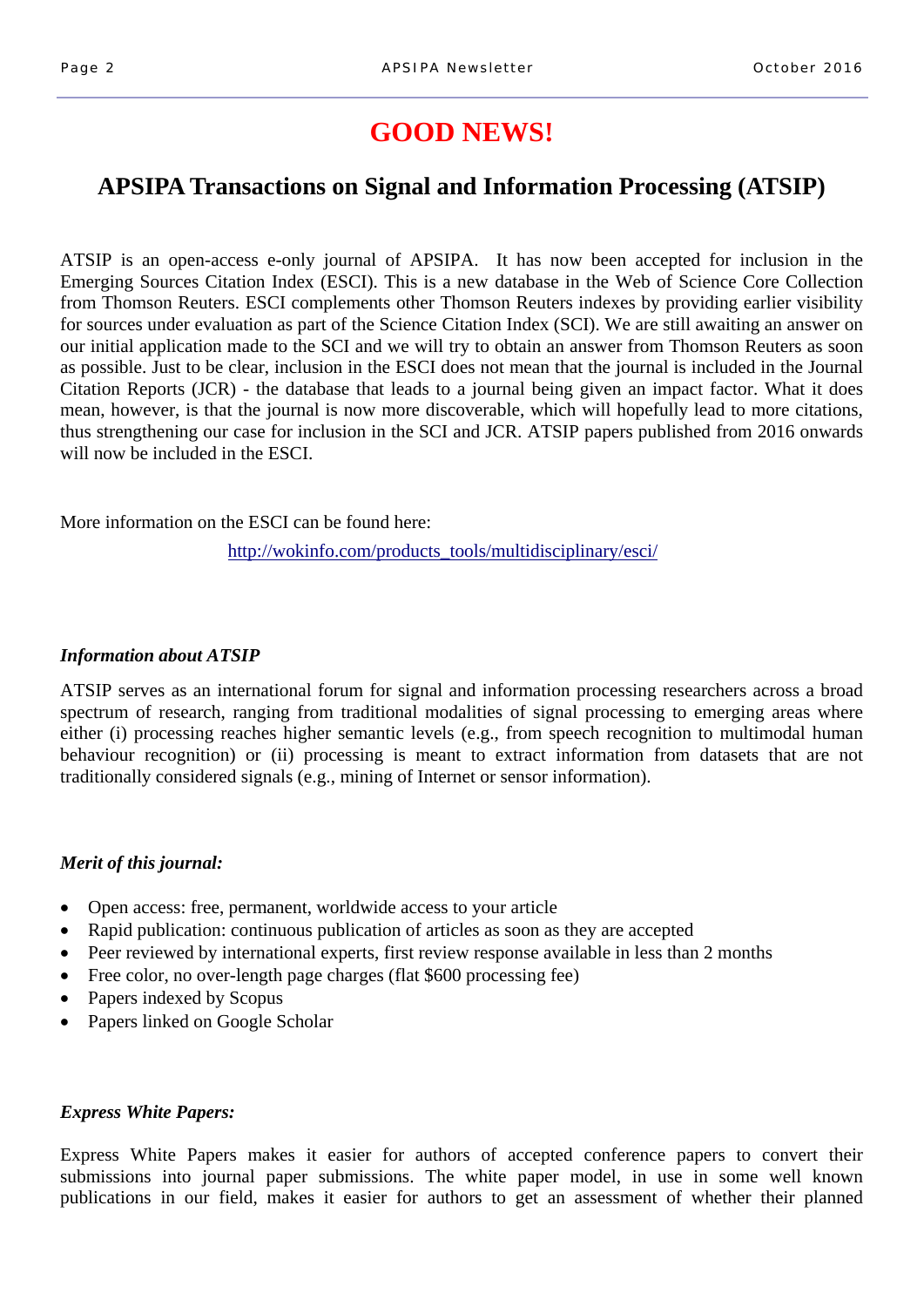# GOOD NEWS!

## APSIPA Transactions on Signal and Information Processing (ATSIP)

ATSIP is an open-access e-only journal of APSIPA. It has now been accepted for inclusion in the Emerging Sources Citation Index (ESCI). This is a new database in the Web of Science Core Collection from Thomson Reuters. ESCI complements other Thomson Reuters indexes by providing earlier visibility for sources under evaluation as part of the Science Citation Index (SCI). We are still awaiting an answer on our initial application made to the SCI and we will try to obtain an answer from Thomson Reuters as soon as possible. Just to be clear, inclusion in the ESCI does not mean that the journal is included in the Journal Citation Reports (JCR) - the database that leads to a journal being given an impact factor. What it does mean, however, is that the journal is now more discoverable, which will hopefully lead to more citations, thus strengthening our case for inclusion in the SCI and JCR. ATSIP papers published from 2016 onwards will now be included in the ESCI.

More information on the ESCI can be found here:

http://wokinfo.com/products_tools/multidisciplinary/esci/

***Information about ATSIP***

ATSIP serves as an international forum for signal and information processing researchers across a broad spectrum of research, ranging from traditional modalities of signal processing to emerging areas where either (i) processing reaches higher semantic levels (e.g., from speech recognition to multimodal human behaviour recognition) or (ii) processing is meant to extract information from datasets that are not traditionally considered signals (e.g., mining of Internet or sensor information).

***Merit of this journal:***

- Open access: free, permanent, worldwide access to your article
- Rapid publication: continuous publication of articles as soon as they are accepted
- Peer reviewed by international experts, first review response available in less than 2 months
- Free color, no over-length page charges (flat $600 processing fee)
- Papers indexed by Scopus
- Papers linked on Google Scholar

***Express White Papers:***

Express White Papers makes it easier for authors of accepted conference papers to convert their submissions into journal paper submissions. The white paper model, in use in some well known publications in our field, makes it easier for authors to get an assessment of whether their planned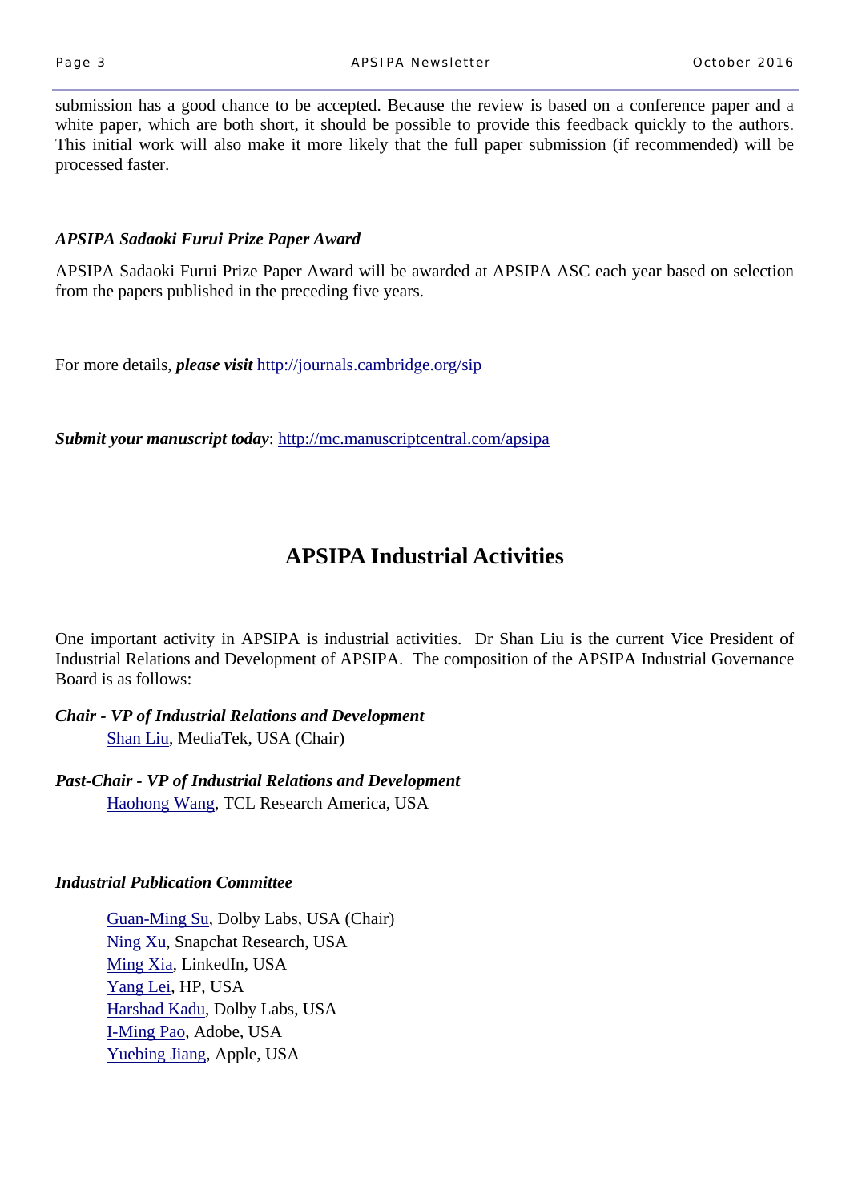submission has a good chance to be accepted. Because the review is based on a conference paper and a white paper, which are both short, it should be possible to provide this feedback quickly to the authors. This initial work will also make it more likely that the full paper submission (if recommended) will be processed faster.

***APSIPA Sadaoki Furui Prize Paper Award***

APSIPA Sadaoki Furui Prize Paper Award will be awarded at APSIPA ASC each year based on selection from the papers published in the preceding five years.

For more details, ***please visit*** http://journals.cambridge.org/sip

***Submit your manuscript today***: http://mc.manuscriptcentral.com/apsipa

# APSIPA Industrial Activities

One important activity in APSIPA is industrial activities. Dr Shan Liu is the current Vice President of Industrial Relations and Development of APSIPA. The composition of the APSIPA Industrial Governance Board is as follows:

***Chair - VP of Industrial Relations and Development***

Shan Liu, MediaTek, USA (Chair)

***Past-Chair - VP of Industrial Relations and Development***

Haohong Wang, TCL Research America, USA

***Industrial Publication Committee***

Guan-Ming Su, Dolby Labs, USA (Chair)
Ning Xu, Snapchat Research, USA
Ming Xia, LinkedIn, USA
Yang Lei, HP, USA
Harshad Kadu, Dolby Labs, USA
I-Ming Pao, Adobe, USA
Yuebing Jiang, Apple, USA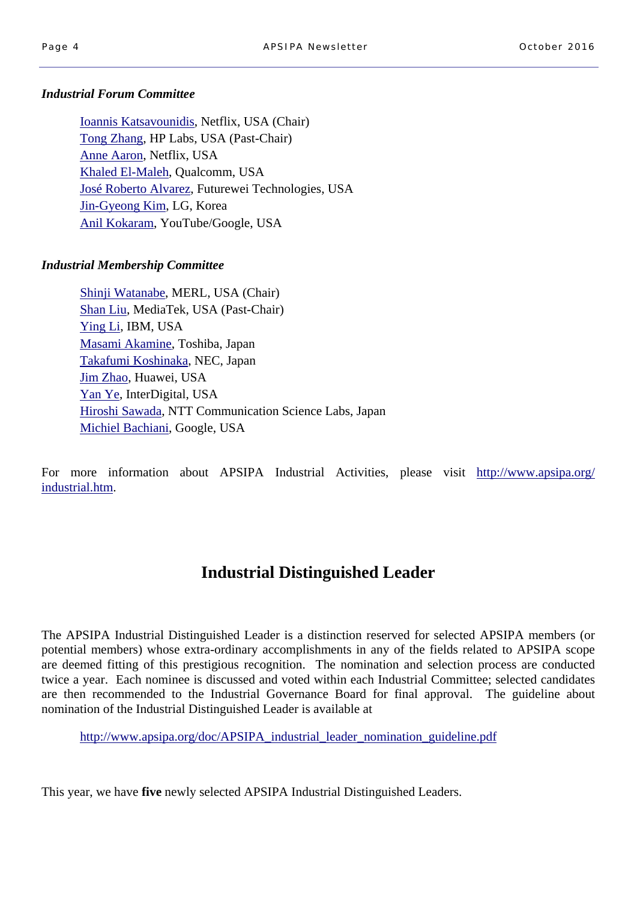***Industrial Forum Committee***

Ioannis Katsavounidis, Netflix, USA (Chair)
Tong Zhang, HP Labs, USA (Past-Chair)
Anne Aaron, Netflix, USA
Khaled El-Maleh, Qualcomm, USA
José Roberto Alvarez, Futurewei Technologies, USA
Jin-Gyeong Kim, LG, Korea
Anil Kokaram, YouTube/Google, USA

***Industrial Membership Committee***

Shinji Watanabe, MERL, USA (Chair)
Shan Liu, MediaTek, USA (Past-Chair)
Ying Li, IBM, USA
Masami Akamine, Toshiba, Japan
Takafumi Koshinaka, NEC, Japan
Jim Zhao, Huawei, USA
Yan Ye, InterDigital, USA
Hiroshi Sawada, NTT Communication Science Labs, Japan
Michiel Bachiani, Google, USA

For more information about APSIPA Industrial Activities, please visit http://www.apsipa.org/industrial.htm.

## Industrial Distinguished Leader

The APSIPA Industrial Distinguished Leader is a distinction reserved for selected APSIPA members (or potential members) whose extra-ordinary accomplishments in any of the fields related to APSIPA scope are deemed fitting of this prestigious recognition. The nomination and selection process are conducted twice a year. Each nominee is discussed and voted within each Industrial Committee; selected candidates are then recommended to the Industrial Governance Board for final approval. The guideline about nomination of the Industrial Distinguished Leader is available at

http://www.apsipa.org/doc/APSIPA_industrial_leader_nomination_guideline.pdf

This year, we have **five** newly selected APSIPA Industrial Distinguished Leaders.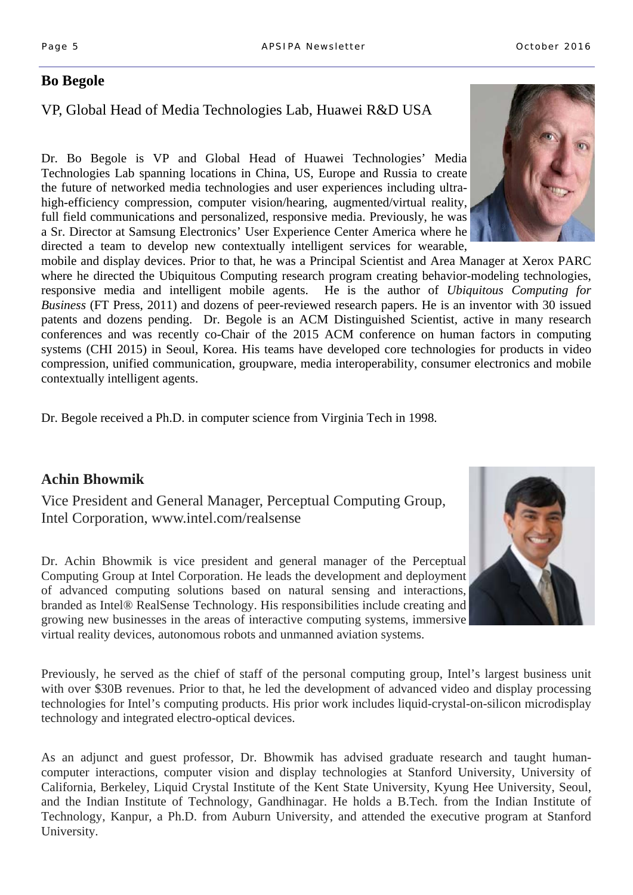## Bo Begole

VP, Global Head of Media Technologies Lab, Huawei R&D USA

Dr. Bo Begole is VP and Global Head of Huawei Technologies' Media Technologies Lab spanning locations in China, US, Europe and Russia to create the future of networked media technologies and user experiences including ultra-high-efficiency compression, computer vision/hearing, augmented/virtual reality, full field communications and personalized, responsive media. Previously, he was a Sr. Director at Samsung Electronics' User Experience Center America where he directed a team to develop new contextually intelligent services for wearable, mobile and display devices. Prior to that, he was a Principal Scientist and Area Manager at Xerox PARC where he directed the Ubiquitous Computing research program creating behavior-modeling technologies, responsive media and intelligent mobile agents. He is the author of *Ubiquitous Computing for Business* (FT Press, 2011) and dozens of peer-reviewed research papers. He is an inventor with 30 issued patents and dozens pending. Dr. Begole is an ACM Distinguished Scientist, active in many research conferences and was recently co-Chair of the 2015 ACM conference on human factors in computing systems (CHI 2015) in Seoul, Korea. His teams have developed core technologies for products in video compression, unified communication, groupware, media interoperability, consumer electronics and mobile contextually intelligent agents.

Dr. Begole received a Ph.D. in computer science from Virginia Tech in 1998.

## Achin Bhowmik

Vice President and General Manager, Perceptual Computing Group, Intel Corporation, www.intel.com/realsense

Dr. Achin Bhowmik is vice president and general manager of the Perceptual Computing Group at Intel Corporation. He leads the development and deployment of advanced computing solutions based on natural sensing and interactions, branded as Intel® RealSense Technology. His responsibilities include creating and growing new businesses in the areas of interactive computing systems, immersive virtual reality devices, autonomous robots and unmanned aviation systems.

Previously, he served as the chief of staff of the personal computing group, Intel's largest business unit with over $30B revenues. Prior to that, he led the development of advanced video and display processing technologies for Intel's computing products. His prior work includes liquid-crystal-on-silicon microdisplay technology and integrated electro-optical devices.

As an adjunct and guest professor, Dr. Bhowmik has advised graduate research and taught human-computer interactions, computer vision and display technologies at Stanford University, University of California, Berkeley, Liquid Crystal Institute of the Kent State University, Kyung Hee University, Seoul, and the Indian Institute of Technology, Gandhinagar. He holds a B.Tech. from the Indian Institute of Technology, Kanpur, a Ph.D. from Auburn University, and attended the executive program at Stanford University.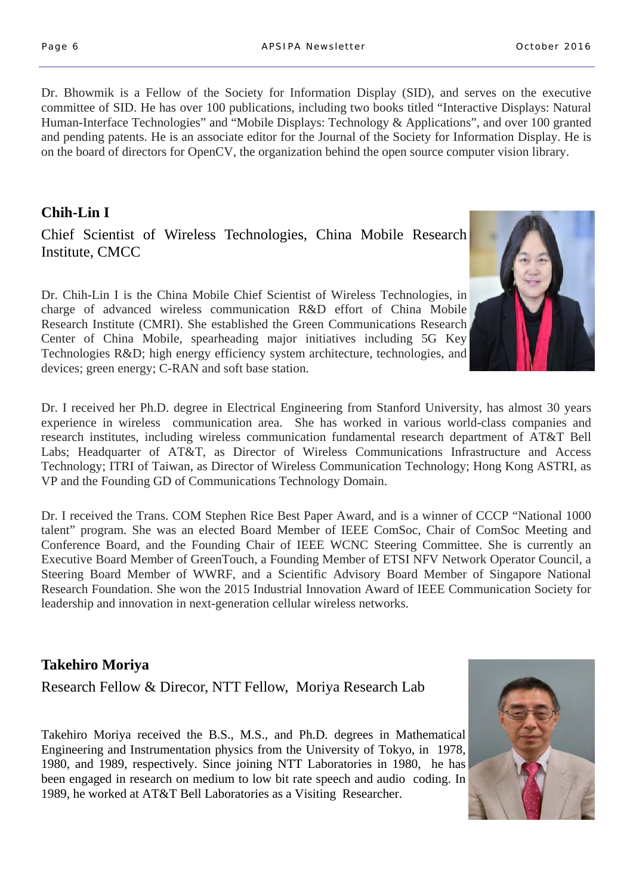Dr. Bhowmik is a Fellow of the Society for Information Display (SID), and serves on the executive committee of SID. He has over 100 publications, including two books titled "Interactive Displays: Natural Human-Interface Technologies" and "Mobile Displays: Technology & Applications", and over 100 granted and pending patents. He is an associate editor for the Journal of the Society for Information Display. He is on the board of directors for OpenCV, the organization behind the open source computer vision library.

## Chih-Lin I

Chief Scientist of Wireless Technologies, China Mobile Research Institute, CMCC

Dr. Chih-Lin I is the China Mobile Chief Scientist of Wireless Technologies, in charge of advanced wireless communication R&D effort of China Mobile Research Institute (CMRI). She established the Green Communications Research Center of China Mobile, spearheading major initiatives including 5G Key Technologies R&D; high energy efficiency system architecture, technologies, and devices; green energy; C-RAN and soft base station.

Dr. I received her Ph.D. degree in Electrical Engineering from Stanford University, has almost 30 years experience in wireless communication area. She has worked in various world-class companies and research institutes, including wireless communication fundamental research department of AT&T Bell Labs; Headquarter of AT&T, as Director of Wireless Communications Infrastructure and Access Technology; ITRI of Taiwan, as Director of Wireless Communication Technology; Hong Kong ASTRI, as VP and the Founding GD of Communications Technology Domain.

Dr. I received the Trans. COM Stephen Rice Best Paper Award, and is a winner of CCCP "National 1000 talent" program. She was an elected Board Member of IEEE ComSoc, Chair of ComSoc Meeting and Conference Board, and the Founding Chair of IEEE WCNC Steering Committee. She is currently an Executive Board Member of GreenTouch, a Founding Member of ETSI NFV Network Operator Council, a Steering Board Member of WWRF, and a Scientific Advisory Board Member of Singapore National Research Foundation. She won the 2015 Industrial Innovation Award of IEEE Communication Society for leadership and innovation in next-generation cellular wireless networks.

## Takehiro Moriya

Research Fellow & Direcor, NTT Fellow, Moriya Research Lab

Takehiro Moriya received the B.S., M.S., and Ph.D. degrees in Mathematical Engineering and Instrumentation physics from the University of Tokyo, in 1978, 1980, and 1989, respectively. Since joining NTT Laboratories in 1980, he has been engaged in research on medium to low bit rate speech and audio coding. In 1989, he worked at AT&T Bell Laboratories as a Visiting Researcher.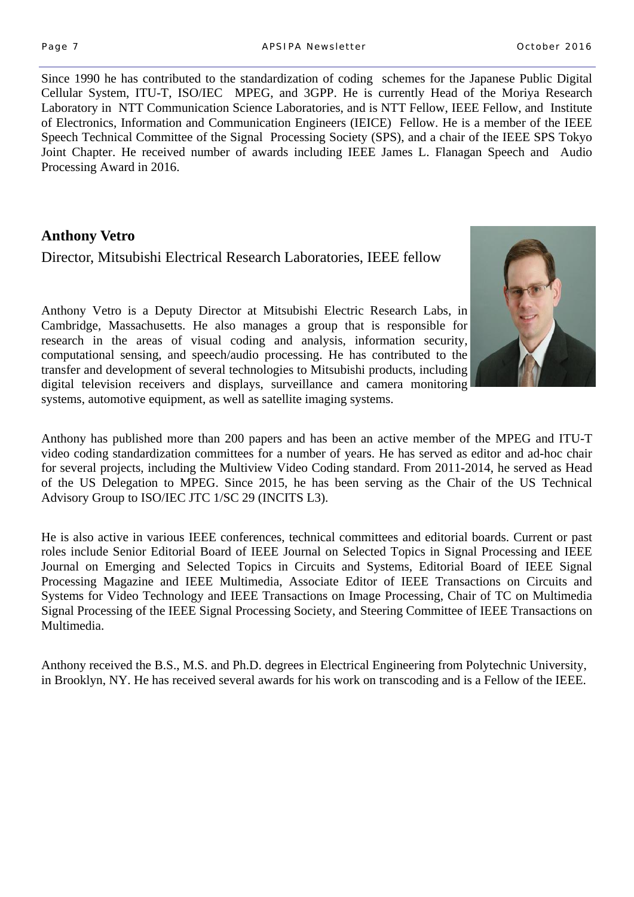Since 1990 he has contributed to the standardization of coding schemes for the Japanese Public Digital Cellular System, ITU-T, ISO/IEC MPEG, and 3GPP. He is currently Head of the Moriya Research Laboratory in NTT Communication Science Laboratories, and is NTT Fellow, IEEE Fellow, and Institute of Electronics, Information and Communication Engineers (IEICE) Fellow. He is a member of the IEEE Speech Technical Committee of the Signal Processing Society (SPS), and a chair of the IEEE SPS Tokyo Joint Chapter. He received number of awards including IEEE James L. Flanagan Speech and Audio Processing Award in 2016.

**Anthony Vetro**

Director, Mitsubishi Electrical Research Laboratories, IEEE fellow

Anthony Vetro is a Deputy Director at Mitsubishi Electric Research Labs, in Cambridge, Massachusetts. He also manages a group that is responsible for research in the areas of visual coding and analysis, information security, computational sensing, and speech/audio processing. He has contributed to the transfer and development of several technologies to Mitsubishi products, including digital television receivers and displays, surveillance and camera monitoring systems, automotive equipment, as well as satellite imaging systems.

Anthony has published more than 200 papers and has been an active member of the MPEG and ITU-T video coding standardization committees for a number of years. He has served as editor and ad-hoc chair for several projects, including the Multiview Video Coding standard. From 2011-2014, he served as Head of the US Delegation to MPEG. Since 2015, he has been serving as the Chair of the US Technical Advisory Group to ISO/IEC JTC 1/SC 29 (INCITS L3).

He is also active in various IEEE conferences, technical committees and editorial boards. Current or past roles include Senior Editorial Board of IEEE Journal on Selected Topics in Signal Processing and IEEE Journal on Emerging and Selected Topics in Circuits and Systems, Editorial Board of IEEE Signal Processing Magazine and IEEE Multimedia, Associate Editor of IEEE Transactions on Circuits and Systems for Video Technology and IEEE Transactions on Image Processing, Chair of TC on Multimedia Signal Processing of the IEEE Signal Processing Society, and Steering Committee of IEEE Transactions on Multimedia.

Anthony received the B.S., M.S. and Ph.D. degrees in Electrical Engineering from Polytechnic University, in Brooklyn, NY. He has received several awards for his work on transcoding and is a Fellow of the IEEE.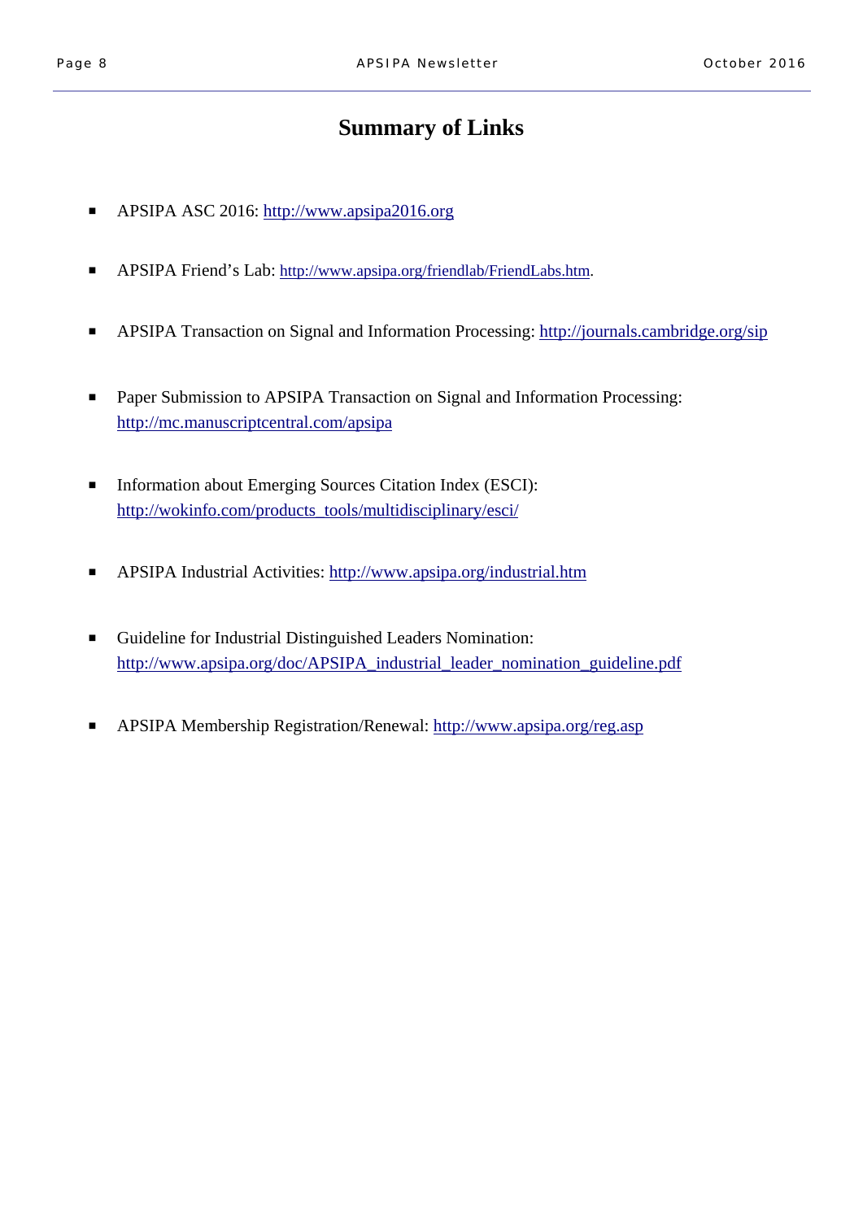# Summary of Links

- APSIPA ASC 2016: http://www.apsipa2016.org
- APSIPA Friend's Lab: http://www.apsipa.org/friendlab/FriendLabs.htm.
- APSIPA Transaction on Signal and Information Processing: http://journals.cambridge.org/sip
- Paper Submission to APSIPA Transaction on Signal and Information Processing: http://mc.manuscriptcentral.com/apsipa
- Information about Emerging Sources Citation Index (ESCI): http://wokinfo.com/products_tools/multidisciplinary/esci/
- APSIPA Industrial Activities: http://www.apsipa.org/industrial.htm
- Guideline for Industrial Distinguished Leaders Nomination: http://www.apsipa.org/doc/APSIPA_industrial_leader_nomination_guideline.pdf
- APSIPA Membership Registration/Renewal: http://www.apsipa.org/reg.asp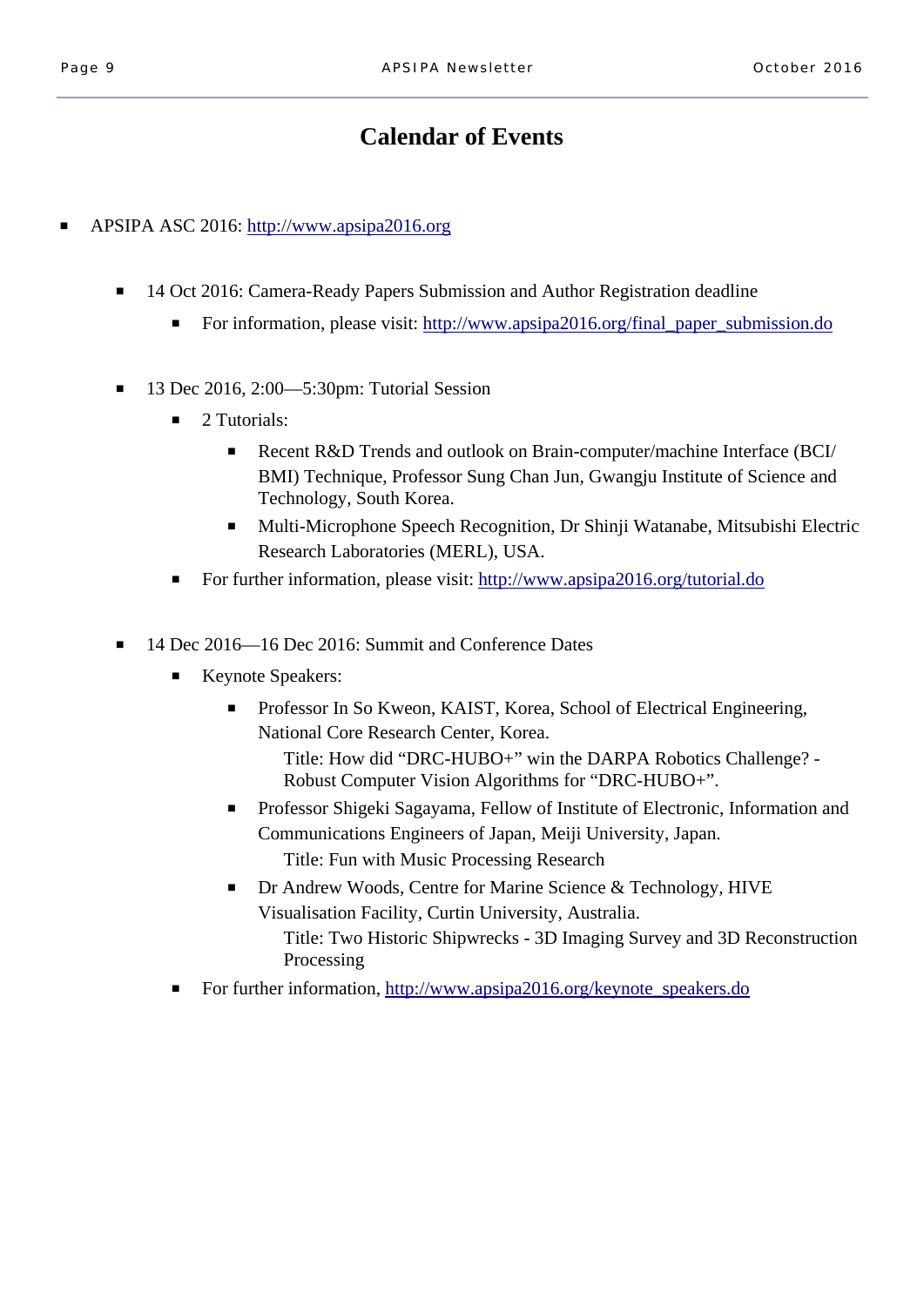# Calendar of Events

- APSIPA ASC 2016: http://www.apsipa2016.org
    - 14 Oct 2016: Camera-Ready Papers Submission and Author Registration deadline
        - For information, please visit: http://www.apsipa2016.org/final_paper_submission.do
    - 13 Dec 2016, 2:00—5:30pm: Tutorial Session
        - 2 Tutorials:
            - Recent R&D Trends and outlook on Brain-computer/machine Interface (BCI/BMI) Technique, Professor Sung Chan Jun, Gwangju Institute of Science and Technology, South Korea.
            - Multi-Microphone Speech Recognition, Dr Shinji Watanabe, Mitsubishi Electric Research Laboratories (MERL), USA.
        - For further information, please visit: http://www.apsipa2016.org/tutorial.do
    - 14 Dec 2016—16 Dec 2016: Summit and Conference Dates
        - Keynote Speakers:
            - Professor In So Kweon, KAIST, Korea, School of Electrical Engineering, National Core Research Center, Korea.
              Title: How did “DRC-HUBO+” win the DARPA Robotics Challenge? - Robust Computer Vision Algorithms for “DRC-HUBO+”.
            - Professor Shigeki Sagayama, Fellow of Institute of Electronic, Information and Communications Engineers of Japan, Meiji University, Japan.
              Title: Fun with Music Processing Research
            - Dr Andrew Woods, Centre for Marine Science & Technology, HIVE Visualisation Facility, Curtin University, Australia.
              Title: Two Historic Shipwrecks - 3D Imaging Survey and 3D Reconstruction Processing
        - For further information, http://www.apsipa2016.org/keynote_speakers.do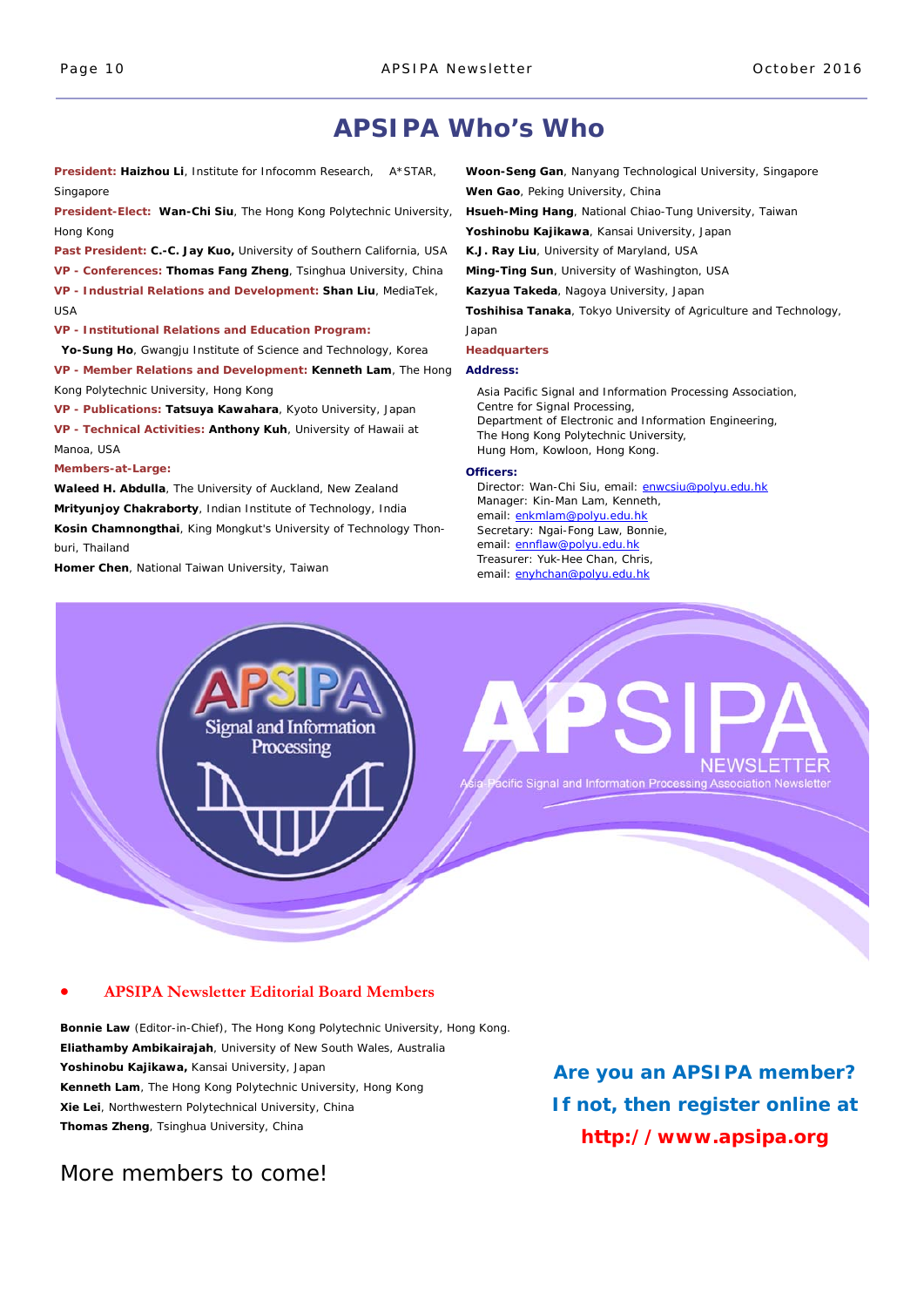# APSIPA Who's Who

**President: Haizhou Li**, Institute for Infocomm Research, A*STAR, Singapore

**President-Elect: Wan-Chi Siu**, The Hong Kong Polytechnic University, Hong Kong

**Past President: C.-C. Jay Kuo,** University of Southern California, USA

**VP - Conferences: Thomas Fang Zheng**, Tsinghua University, China

**VP - Industrial Relations and Development: Shan Liu**, MediaTek, USA

**VP - Institutional Relations and Education Program:**

**Yo-Sung Ho**, Gwangju Institute of Science and Technology, Korea

**VP - Member Relations and Development: Kenneth Lam**, The Hong Kong Polytechnic University, Hong Kong

**VP - Publications: Tatsuya Kawahara**, Kyoto University, Japan

**VP - Technical Activities: Anthony Kuh**, University of Hawaii at Manoa, USA

**Members-at-Large:**

**Waleed H. Abdulla**, The University of Auckland, New Zealand

**Mrityunjoy Chakraborty**, Indian Institute of Technology, India

**Kosin Chamnongthai**, King Mongkut's University of Technology Thonburi, Thailand

**Homer Chen**, National Taiwan University, Taiwan

**Woon-Seng Gan**, Nanyang Technological University, Singapore

**Wen Gao**, Peking University, China

**Hsueh-Ming Hang**, National Chiao-Tung University, Taiwan

**Yoshinobu Kajikawa**, Kansai University, Japan

**K.J. Ray Liu**, University of Maryland, USA

**Ming-Ting Sun**, University of Washington, USA

**Kazyua Takeda**, Nagoya University, Japan

**Toshihisa Tanaka**, Tokyo University of Agriculture and Technology, Japan

**Headquarters**

**Address:**

Asia Pacific Signal and Information Processing Association,
Centre for Signal Processing,
Department of Electronic and Information Engineering,
The Hong Kong Polytechnic University,
Hung Hom, Kowloon, Hong Kong.

**Officers:**

Director: Wan-Chi Siu, email: enwcsiu@polyu.edu.hk
Manager: Kin-Man Lam, Kenneth,
email: enkmlam@polyu.edu.hk
Secretary: Ngai-Fong Law, Bonnie,
email: ennflaw@polyu.edu.hk
Treasurer: Yuk-Hee Chan, Chris,
email: enyhchan@polyu.edu.hk

- **APSIPA Newsletter Editorial Board Members**

**Bonnie Law** (Editor-in-Chief), The Hong Kong Polytechnic University, Hong Kong.

**Eliathamby Ambikairajah**, University of New South Wales, Australia

**Yoshinobu Kajikawa,** Kansai University, Japan

**Kenneth Lam**, The Hong Kong Polytechnic University, Hong Kong

**Xie Lei**, Northwestern Polytechnical University, China

**Thomas Zheng**, Tsinghua University, China

More members to come!

**Are you an APSIPA member? If not, then register online at http://www.apsipa.org**